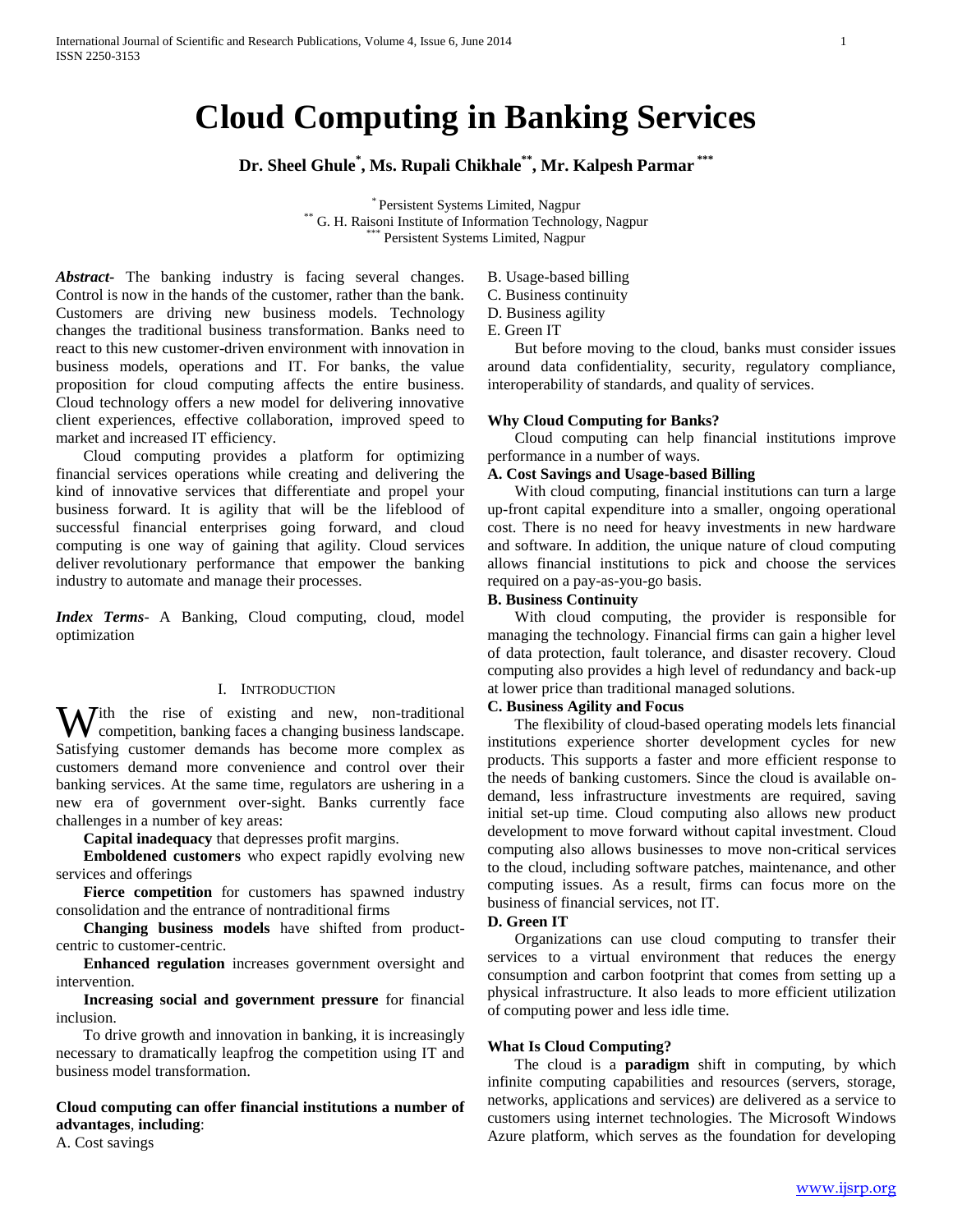# Cloud Computing in Banking Services

**Dr. Sheel Ghule[*], Ms. Rupali Chikhale[**], Mr. Kalpesh Parmar[***]**

[*] Persistent Systems Limited, Nagpur
[**] G. H. Raisoni Institute of Information Technology, Nagpur
[***] Persistent Systems Limited, Nagpur

***Abstract-*** The banking industry is facing several changes. Control is now in the hands of the customer, rather than the bank. Customers are driving new business models. Technology changes the traditional business transformation. Banks need to react to this new customer-driven environment with innovation in business models, operations and IT. For banks, the value proposition for cloud computing affects the entire business. Cloud technology offers a new model for delivering innovative client experiences, effective collaboration, improved speed to market and increased IT efficiency.

Cloud computing provides a platform for optimizing financial services operations while creating and delivering the kind of innovative services that differentiate and propel your business forward. It is agility that will be the lifeblood of successful financial enterprises going forward, and cloud computing is one way of gaining that agility. Cloud services deliver revolutionary performance that empower the banking industry to automate and manage their processes.

***Index Terms***- A Banking, Cloud computing, cloud, model optimization

## I. Introduction

With the rise of existing and new, non-traditional competition, banking faces a changing business landscape. Satisfying customer demands has become more complex as customers demand more convenience and control over their banking services. At the same time, regulators are ushering in a new era of government over-sight. Banks currently face challenges in a number of key areas:

**Capital inadequacy** that depresses profit margins.

**Emboldened customers** who expect rapidly evolving new services and offerings

**Fierce competition** for customers has spawned industry consolidation and the entrance of nontraditional firms

**Changing business models** have shifted from product-centric to customer-centric.

**Enhanced regulation** increases government oversight and intervention.

**Increasing social and government pressure** for financial inclusion.

To drive growth and innovation in banking, it is increasingly necessary to dramatically leapfrog the competition using IT and business model transformation.

**Cloud computing can offer financial institutions a number of advantages**, **including**:

A. Cost savings
B. Usage-based billing
C. Business continuity
D. Business agility
E. Green IT

But before moving to the cloud, banks must consider issues around data confidentiality, security, regulatory compliance, interoperability of standards, and quality of services.

### Why Cloud Computing for Banks?

Cloud computing can help financial institutions improve performance in a number of ways.

**A. Cost Savings and Usage-based Billing**

With cloud computing, financial institutions can turn a large up-front capital expenditure into a smaller, ongoing operational cost. There is no need for heavy investments in new hardware and software. In addition, the unique nature of cloud computing allows financial institutions to pick and choose the services required on a pay-as-you-go basis.

**B. Business Continuity**

With cloud computing, the provider is responsible for managing the technology. Financial firms can gain a higher level of data protection, fault tolerance, and disaster recovery. Cloud computing also provides a high level of redundancy and back-up at lower price than traditional managed solutions.

**C. Business Agility and Focus**

The flexibility of cloud-based operating models lets financial institutions experience shorter development cycles for new products. This supports a faster and more efficient response to the needs of banking customers. Since the cloud is available on-demand, less infrastructure investments are required, saving initial set-up time. Cloud computing also allows new product development to move forward without capital investment. Cloud computing also allows businesses to move non-critical services to the cloud, including software patches, maintenance, and other computing issues. As a result, firms can focus more on the business of financial services, not IT.

**D. Green IT**

Organizations can use cloud computing to transfer their services to a virtual environment that reduces the energy consumption and carbon footprint that comes from setting up a physical infrastructure. It also leads to more efficient utilization of computing power and less idle time.

### What Is Cloud Computing?

The cloud is a **paradigm** shift in computing, by which infinite computing capabilities and resources (servers, storage, networks, applications and services) are delivered as a service to customers using internet technologies. The Microsoft Windows Azure platform, which serves as the foundation for developing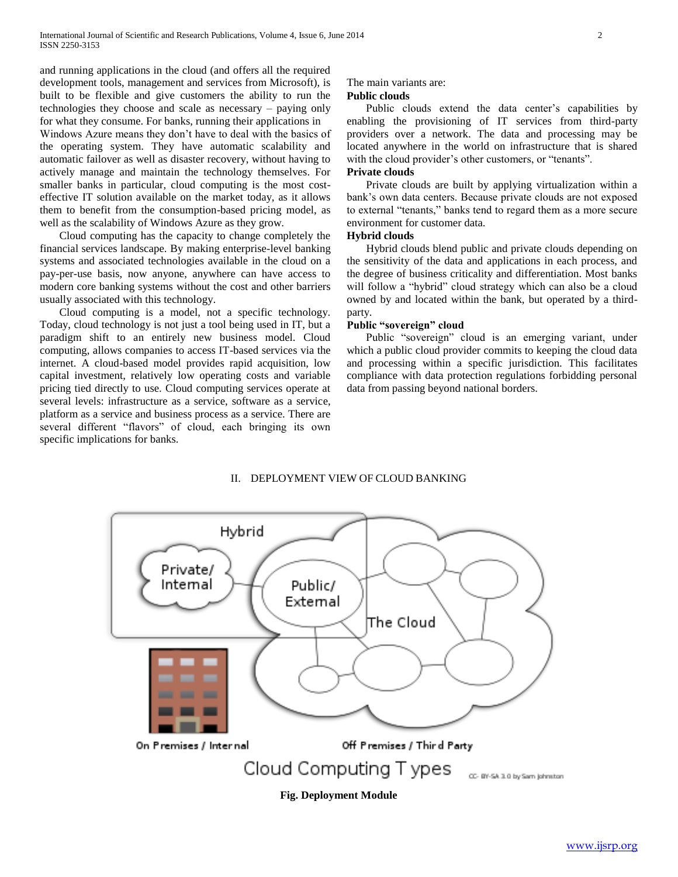and running applications in the cloud (and offers all the required development tools, management and services from Microsoft), is built to be flexible and give customers the ability to run the technologies they choose and scale as necessary – paying only for what they consume. For banks, running their applications in Windows Azure means they don't have to deal with the basics of the operating system. They have automatic scalability and automatic failover as well as disaster recovery, without having to actively manage and maintain the technology themselves. For smaller banks in particular, cloud computing is the most cost-effective IT solution available on the market today, as it allows them to benefit from the consumption-based pricing model, as well as the scalability of Windows Azure as they grow.

Cloud computing has the capacity to change completely the financial services landscape. By making enterprise-level banking systems and associated technologies available in the cloud on a pay-per-use basis, now anyone, anywhere can have access to modern core banking systems without the cost and other barriers usually associated with this technology.

Cloud computing is a model, not a specific technology. Today, cloud technology is not just a tool being used in IT, but a paradigm shift to an entirely new business model. Cloud computing, allows companies to access IT-based services via the internet. A cloud-based model provides rapid acquisition, low capital investment, relatively low operating costs and variable pricing tied directly to use. Cloud computing services operate at several levels: infrastructure as a service, software as a service, platform as a service and business process as a service. There are several different "flavors" of cloud, each bringing its own specific implications for banks.

The main variants are:

**Public clouds**

Public clouds extend the data center's capabilities by enabling the provisioning of IT services from third-party providers over a network. The data and processing may be located anywhere in the world on infrastructure that is shared with the cloud provider's other customers, or "tenants".

**Private clouds**

Private clouds are built by applying virtualization within a bank's own data centers. Because private clouds are not exposed to external "tenants," banks tend to regard them as a more secure environment for customer data.

**Hybrid clouds**

Hybrid clouds blend public and private clouds depending on the sensitivity of the data and applications in each process, and the degree of business criticality and differentiation. Most banks will follow a "hybrid" cloud strategy which can also be a cloud owned by and located within the bank, but operated by a third-party.

**Public "sovereign" cloud**

Public "sovereign" cloud is an emerging variant, under which a public cloud provider commits to keeping the cloud data and processing within a specific jurisdiction. This facilitates compliance with data protection regulations forbidding personal data from passing beyond national borders.

## II. DEPLOYMENT VIEW OF CLOUD BANKING

**Fig. Deployment Module**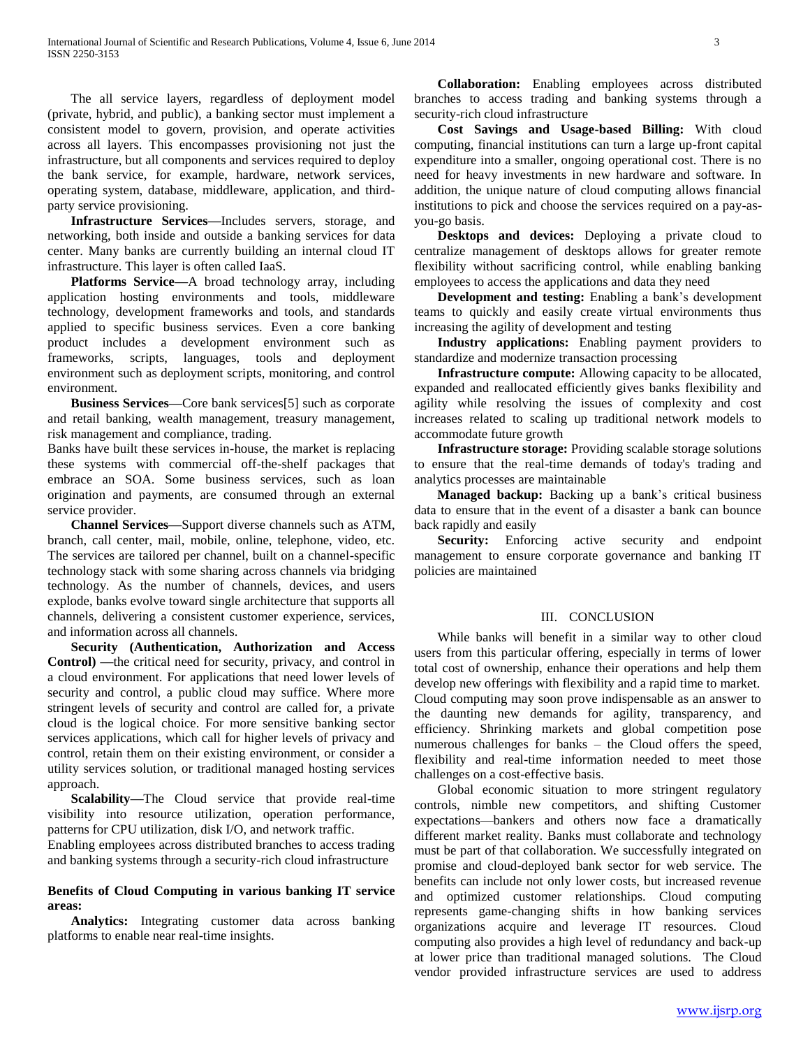The all service layers, regardless of deployment model (private, hybrid, and public), a banking sector must implement a consistent model to govern, provision, and operate activities across all layers. This encompasses provisioning not just the infrastructure, but all components and services required to deploy the bank service, for example, hardware, network services, operating system, database, middleware, application, and third-party service provisioning.

**Infrastructure Services**—Includes servers, storage, and networking, both inside and outside a banking services for data center. Many banks are currently building an internal cloud IT infrastructure. This layer is often called IaaS.

**Platforms Service**—A broad technology array, including application hosting environments and tools, middleware technology, development frameworks and tools, and standards applied to specific business services. Even a core banking product includes a development environment such as frameworks, scripts, languages, tools and deployment environment such as deployment scripts, monitoring, and control environment.

**Business Services**—Core bank services[5] such as corporate and retail banking, wealth management, treasury management, risk management and compliance, trading.

Banks have built these services in-house, the market is replacing these systems with commercial off-the-shelf packages that embrace an SOA. Some business services, such as loan origination and payments, are consumed through an external service provider.

**Channel Services**—Support diverse channels such as ATM, branch, call center, mail, mobile, online, telephone, video, etc. The services are tailored per channel, built on a channel-specific technology stack with some sharing across channels via bridging technology. As the number of channels, devices, and users explode, banks evolve toward single architecture that supports all channels, delivering a consistent customer experience, services, and information across all channels.

**Security (Authentication, Authorization and Access Control)** —the critical need for security, privacy, and control in a cloud environment. For applications that need lower levels of security and control, a public cloud may suffice. Where more stringent levels of security and control are called for, a private cloud is the logical choice. For more sensitive banking sector services applications, which call for higher levels of privacy and control, retain them on their existing environment, or consider a utility services solution, or traditional managed hosting services approach.

**Scalability**—The Cloud service that provide real-time visibility into resource utilization, operation performance, patterns for CPU utilization, disk I/O, and network traffic.

Enabling employees across distributed branches to access trading and banking systems through a security-rich cloud infrastructure

**Benefits of Cloud Computing in various banking IT service areas:**

**Analytics:** Integrating customer data across banking platforms to enable near real-time insights.

**Collaboration:** Enabling employees across distributed branches to access trading and banking systems through a security-rich cloud infrastructure

**Cost Savings and Usage-based Billing:** With cloud computing, financial institutions can turn a large up-front capital expenditure into a smaller, ongoing operational cost. There is no need for heavy investments in new hardware and software. In addition, the unique nature of cloud computing allows financial institutions to pick and choose the services required on a pay-as-you-go basis.

**Desktops and devices:** Deploying a private cloud to centralize management of desktops allows for greater remote flexibility without sacrificing control, while enabling banking employees to access the applications and data they need

**Development and testing:** Enabling a bank's development teams to quickly and easily create virtual environments thus increasing the agility of development and testing

**Industry applications:** Enabling payment providers to standardize and modernize transaction processing

**Infrastructure compute:** Allowing capacity to be allocated, expanded and reallocated efficiently gives banks flexibility and agility while resolving the issues of complexity and cost increases related to scaling up traditional network models to accommodate future growth

**Infrastructure storage:** Providing scalable storage solutions to ensure that the real-time demands of today's trading and analytics processes are maintainable

**Managed backup:** Backing up a bank's critical business data to ensure that in the event of a disaster a bank can bounce back rapidly and easily

**Security:** Enforcing active security and endpoint management to ensure corporate governance and banking IT policies are maintained

## III. CONCLUSION

While banks will benefit in a similar way to other cloud users from this particular offering, especially in terms of lower total cost of ownership, enhance their operations and help them develop new offerings with flexibility and a rapid time to market. Cloud computing may soon prove indispensable as an answer to the daunting new demands for agility, transparency, and efficiency. Shrinking markets and global competition pose numerous challenges for banks – the Cloud offers the speed, flexibility and real-time information needed to meet those challenges on a cost-effective basis.

Global economic situation to more stringent regulatory controls, nimble new competitors, and shifting Customer expectations—bankers and others now face a dramatically different market reality. Banks must collaborate and technology must be part of that collaboration. We successfully integrated on promise and cloud-deployed bank sector for web service. The benefits can include not only lower costs, but increased revenue and optimized customer relationships. Cloud computing represents game-changing shifts in how banking services organizations acquire and leverage IT resources. Cloud computing also provides a high level of redundancy and back-up at lower price than traditional managed solutions. The Cloud vendor provided infrastructure services are used to address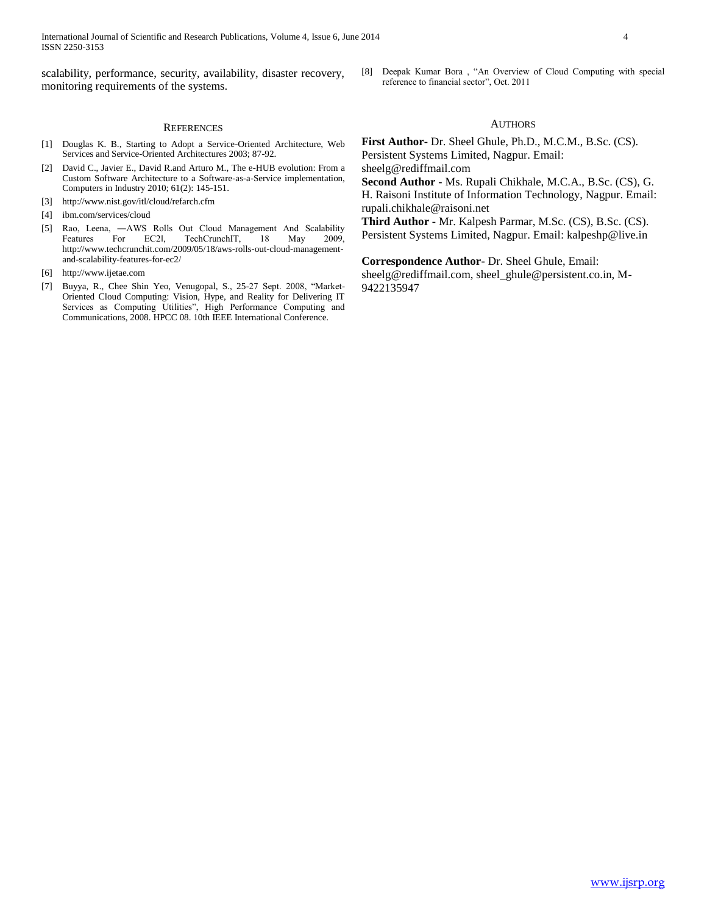scalability, performance, security, availability, disaster recovery, monitoring requirements of the systems.

## References

[1] Douglas K. B., Starting to Adopt a Service-Oriented Architecture, Web Services and Service-Oriented Architectures 2003; 87-92.

[2] David C., Javier E., David R.and Arturo M., The e-HUB evolution: From a Custom Software Architecture to a Software-as-a-Service implementation, Computers in Industry 2010; 61(2): 145-151.

[3] http://www.nist.gov/itl/cloud/refarch.cfm

[4] ibm.com/services/cloud

[5] Rao, Leena, ―AWS Rolls Out Cloud Management And Scalability Features For EC2l, TechCrunchIT, 18 May 2009, http://www.techcrunchit.com/2009/05/18/aws-rolls-out-cloud-management-and-scalability-features-for-ec2/

[6] http://www.ijetae.com

[7] Buyya, R., Chee Shin Yeo, Venugopal, S., 25-27 Sept. 2008, "Market-Oriented Cloud Computing: Vision, Hype, and Reality for Delivering IT Services as Computing Utilities", High Performance Computing and Communications, 2008. HPCC 08. 10th IEEE International Conference.

[8] Deepak Kumar Bora , "An Overview of Cloud Computing with special reference to financial sector", Oct. 2011

## Authors

**First Author-** Dr. Sheel Ghule, Ph.D., M.C.M., B.Sc. (CS). Persistent Systems Limited, Nagpur. Email: sheelg@rediffmail.com

**Second Author -** Ms. Rupali Chikhale, M.C.A., B.Sc. (CS), G. H. Raisoni Institute of Information Technology, Nagpur. Email: rupali.chikhale@raisoni.net

**Third Author -** Mr. Kalpesh Parmar, M.Sc. (CS), B.Sc. (CS). Persistent Systems Limited, Nagpur. Email: kalpeshp@live.in

**Correspondence Author-** Dr. Sheel Ghule, Email: sheelg@rediffmail.com, sheel_ghule@persistent.co.in, M-9422135947